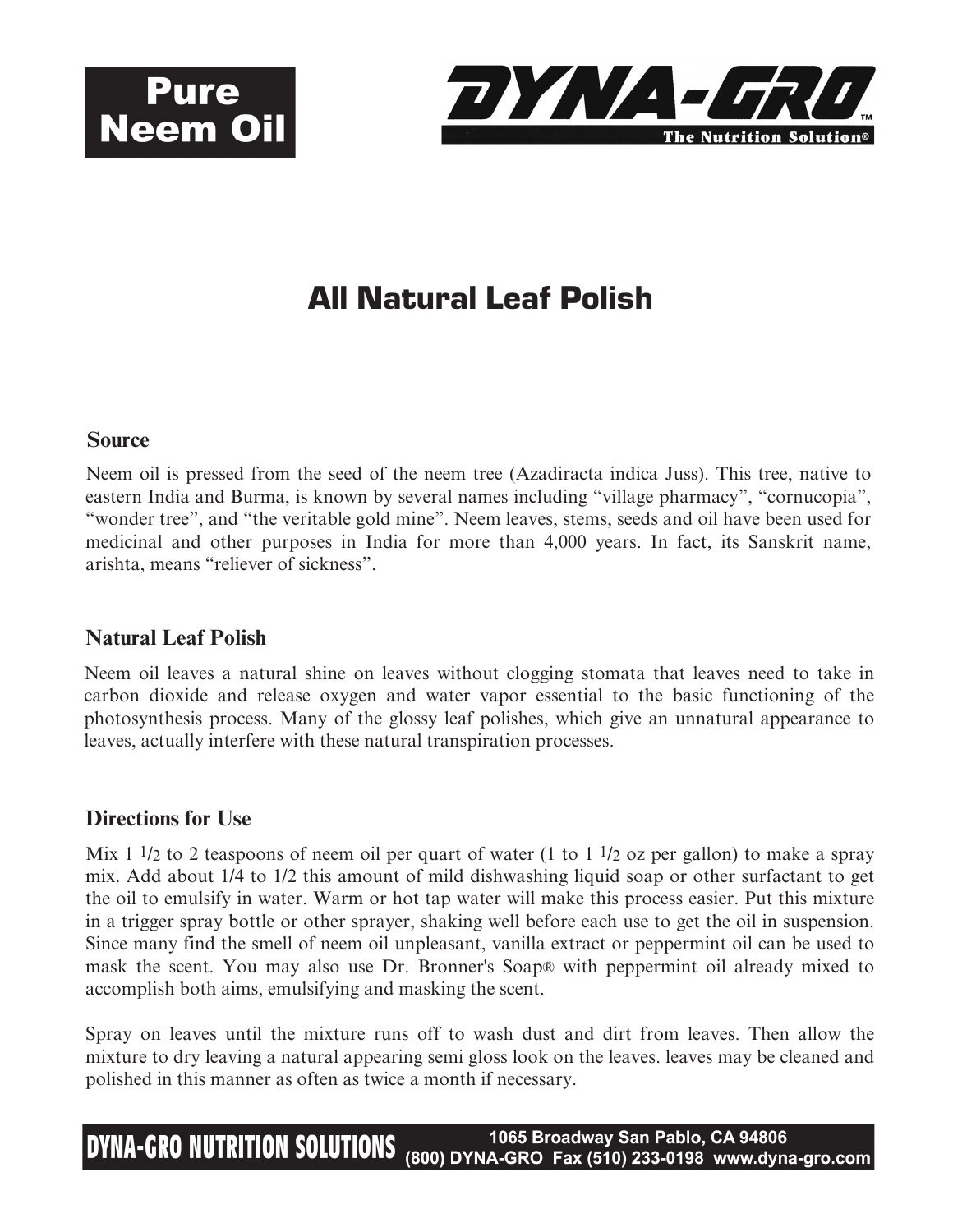**Pure Neem Oil**

**DYNA-GRO™**
**The Nutrition Solution®**

# All Natural Leaf Polish

## Source

Neem oil is pressed from the seed of the neem tree (Azadiracta indica Juss). This tree, native to eastern India and Burma, is known by several names including "village pharmacy", "cornucopia", "wonder tree", and "the veritable gold mine". Neem leaves, stems, seeds and oil have been used for medicinal and other purposes in India for more than 4,000 years. In fact, its Sanskrit name, arishta, means "reliever of sickness".

## Natural Leaf Polish

Neem oil leaves a natural shine on leaves without clogging stomata that leaves need to take in carbon dioxide and release oxygen and water vapor essential to the basic functioning of the photosynthesis process. Many of the glossy leaf polishes, which give an unnatural appearance to leaves, actually interfere with these natural transpiration processes.

## Directions for Use

Mix 1 1/2 to 2 teaspoons of neem oil per quart of water (1 to 1 1/2 oz per gallon) to make a spray mix. Add about 1/4 to 1/2 this amount of mild dishwashing liquid soap or other surfactant to get the oil to emulsify in water. Warm or hot tap water will make this process easier. Put this mixture in a trigger spray bottle or other sprayer, shaking well before each use to get the oil in suspension. Since many find the smell of neem oil unpleasant, vanilla extract or peppermint oil can be used to mask the scent. You may also use Dr. Bronner's Soap® with peppermint oil already mixed to accomplish both aims, emulsifying and masking the scent.

Spray on leaves until the mixture runs off to wash dust and dirt from leaves. Then allow the mixture to dry leaving a natural appearing semi gloss look on the leaves. leaves may be cleaned and polished in this manner as often as twice a month if necessary.

**DYNA-GRO NUTRITION SOLUTIONS** 1065 Broadway San Pablo, CA 94806 (800) DYNA-GRO Fax (510) 233-0198 www.dyna-gro.com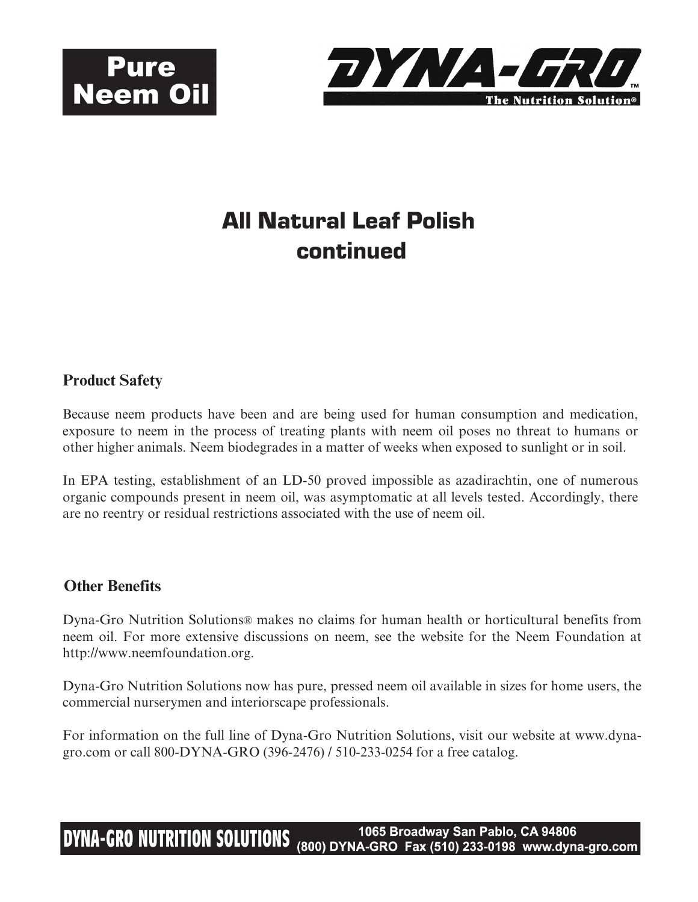**Pure Neem Oil**

**DYNA-GRO™**
**The Nutrition Solution®**

# All Natural Leaf Polish continued

## Product Safety

Because neem products have been and are being used for human consumption and medication, exposure to neem in the process of treating plants with neem oil poses no threat to humans or other higher animals. Neem biodegrades in a matter of weeks when exposed to sunlight or in soil.

In EPA testing, establishment of an LD-50 proved impossible as azadirachtin, one of numerous organic compounds present in neem oil, was asymptomatic at all levels tested. Accordingly, there are no reentry or residual restrictions associated with the use of neem oil.

## Other Benefits

Dyna-Gro Nutrition Solutions® makes no claims for human health or horticultural benefits from neem oil. For more extensive discussions on neem, see the website for the Neem Foundation at http://www.neemfoundation.org.

Dyna-Gro Nutrition Solutions now has pure, pressed neem oil available in sizes for home users, the commercial nurserymen and interiorscape professionals.

For information on the full line of Dyna-Gro Nutrition Solutions, visit our website at www.dyna-gro.com or call 800-DYNA-GRO (396-2476) / 510-233-0254 for a free catalog.

**DYNA-GRO NUTRITION SOLUTIONS** 1065 Broadway San Pablo, CA 94806 (800) DYNA-GRO Fax (510) 233-0198 www.dyna-gro.com